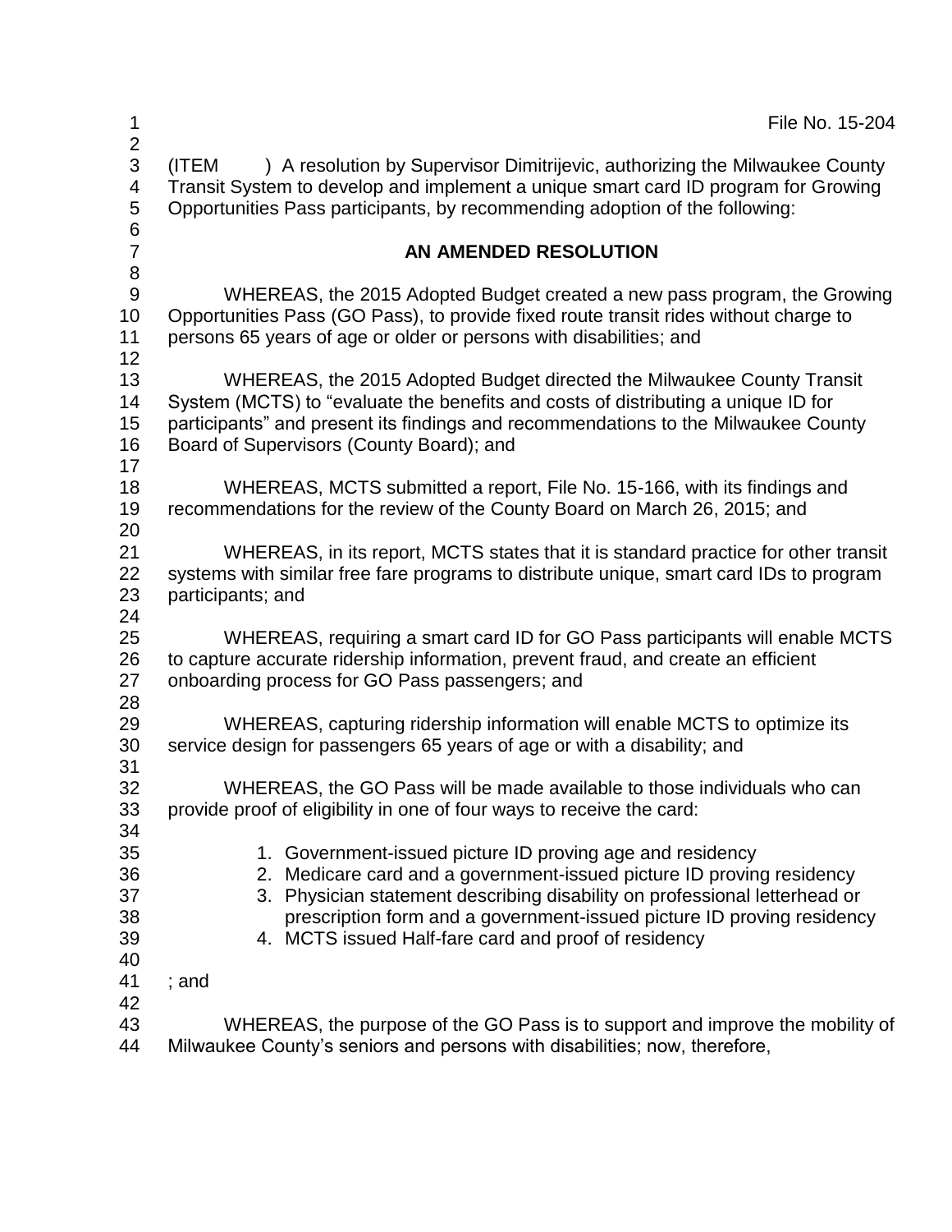File No. 15-204

(ITEM ) A resolution by Supervisor Dimitrijevic, authorizing the Milwaukee County Transit System to develop and implement a unique smart card ID program for Growing Opportunities Pass participants, by recommending adoption of the following:

**AN AMENDED RESOLUTION**

WHEREAS, the 2015 Adopted Budget created a new pass program, the Growing Opportunities Pass (GO Pass), to provide fixed route transit rides without charge to persons 65 years of age or older or persons with disabilities; and

WHEREAS, the 2015 Adopted Budget directed the Milwaukee County Transit System (MCTS) to "evaluate the benefits and costs of distributing a unique ID for participants" and present its findings and recommendations to the Milwaukee County Board of Supervisors (County Board); and

WHEREAS, MCTS submitted a report, File No. 15-166, with its findings and recommendations for the review of the County Board on March 26, 2015; and

WHEREAS, in its report, MCTS states that it is standard practice for other transit systems with similar free fare programs to distribute unique, smart card IDs to program participants; and

WHEREAS, requiring a smart card ID for GO Pass participants will enable MCTS to capture accurate ridership information, prevent fraud, and create an efficient onboarding process for GO Pass passengers; and

WHEREAS, capturing ridership information will enable MCTS to optimize its service design for passengers 65 years of age or with a disability; and

WHEREAS, the GO Pass will be made available to those individuals who can provide proof of eligibility in one of four ways to receive the card:

1. Government-issued picture ID proving age and residency
2. Medicare card and a government-issued picture ID proving residency
3. Physician statement describing disability on professional letterhead or prescription form and a government-issued picture ID proving residency
4. MCTS issued Half-fare card and proof of residency

; and

WHEREAS, the purpose of the GO Pass is to support and improve the mobility of Milwaukee County's seniors and persons with disabilities; now, therefore,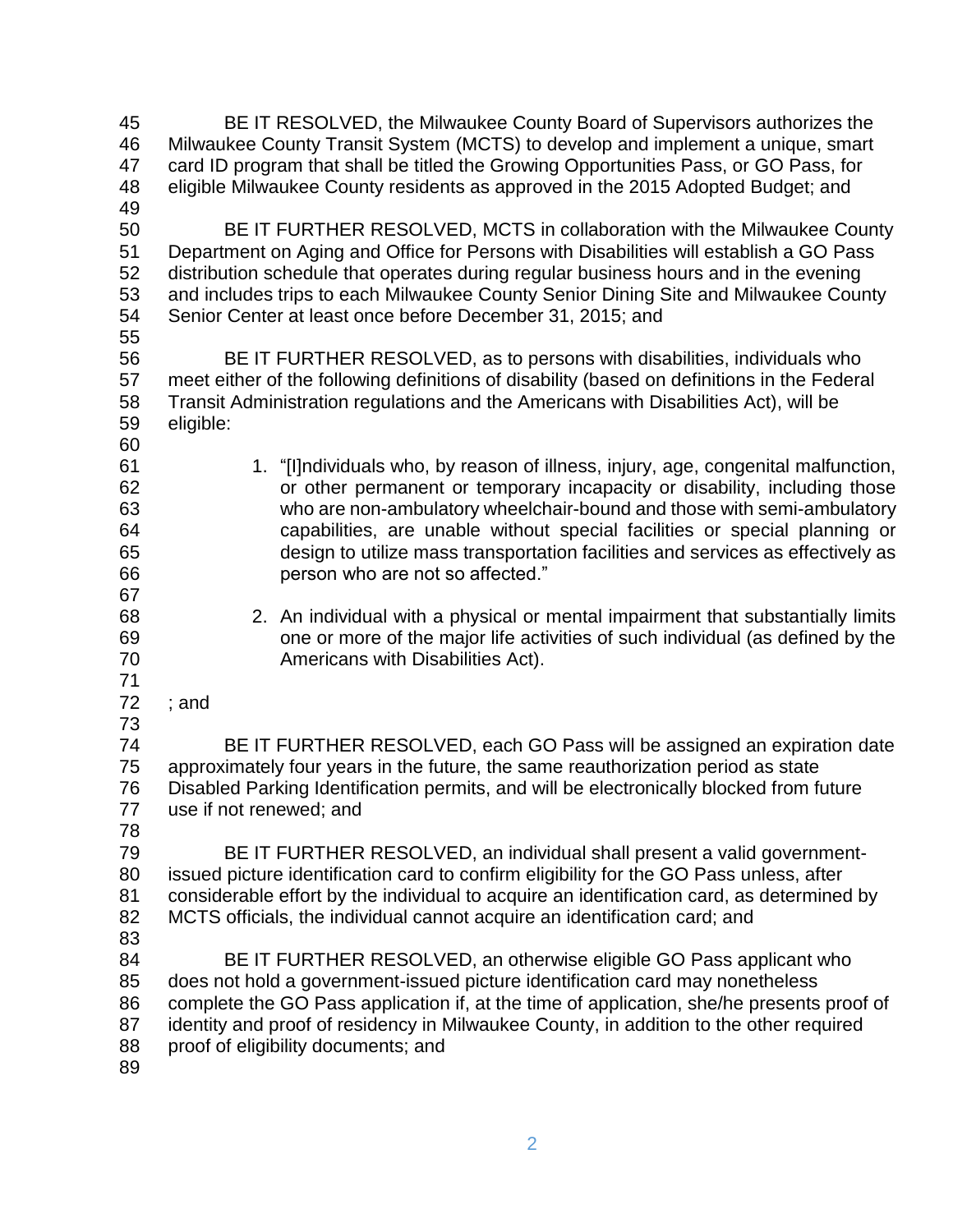BE IT RESOLVED, the Milwaukee County Board of Supervisors authorizes the Milwaukee County Transit System (MCTS) to develop and implement a unique, smart card ID program that shall be titled the Growing Opportunities Pass, or GO Pass, for eligible Milwaukee County residents as approved in the 2015 Adopted Budget; and

BE IT FURTHER RESOLVED, MCTS in collaboration with the Milwaukee County Department on Aging and Office for Persons with Disabilities will establish a GO Pass distribution schedule that operates during regular business hours and in the evening and includes trips to each Milwaukee County Senior Dining Site and Milwaukee County Senior Center at least once before December 31, 2015; and

BE IT FURTHER RESOLVED, as to persons with disabilities, individuals who meet either of the following definitions of disability (based on definitions in the Federal Transit Administration regulations and the Americans with Disabilities Act), will be eligible:

1. "[I]ndividuals who, by reason of illness, injury, age, congenital malfunction, or other permanent or temporary incapacity or disability, including those who are non-ambulatory wheelchair-bound and those with semi-ambulatory capabilities, are unable without special facilities or special planning or design to utilize mass transportation facilities and services as effectively as person who are not so affected."

2. An individual with a physical or mental impairment that substantially limits one or more of the major life activities of such individual (as defined by the Americans with Disabilities Act).

; and

BE IT FURTHER RESOLVED, each GO Pass will be assigned an expiration date approximately four years in the future, the same reauthorization period as state Disabled Parking Identification permits, and will be electronically blocked from future use if not renewed; and

BE IT FURTHER RESOLVED, an individual shall present a valid government-issued picture identification card to confirm eligibility for the GO Pass unless, after considerable effort by the individual to acquire an identification card, as determined by MCTS officials, the individual cannot acquire an identification card; and

BE IT FURTHER RESOLVED, an otherwise eligible GO Pass applicant who does not hold a government-issued picture identification card may nonetheless complete the GO Pass application if, at the time of application, she/he presents proof of identity and proof of residency in Milwaukee County, in addition to the other required proof of eligibility documents; and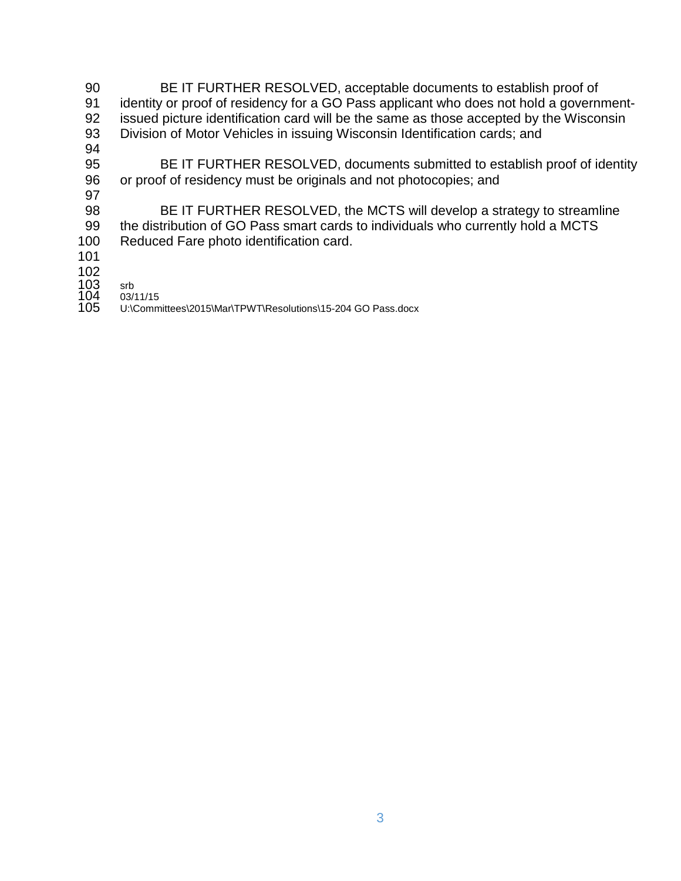BE IT FURTHER RESOLVED, acceptable documents to establish proof of identity or proof of residency for a GO Pass applicant who does not hold a government-issued picture identification card will be the same as those accepted by the Wisconsin Division of Motor Vehicles in issuing Wisconsin Identification cards; and

BE IT FURTHER RESOLVED, documents submitted to establish proof of identity or proof of residency must be originals and not photocopies; and

BE IT FURTHER RESOLVED, the MCTS will develop a strategy to streamline the distribution of GO Pass smart cards to individuals who currently hold a MCTS Reduced Fare photo identification card.

srb
03/11/15
U:\Committees\2015\Mar\TPWT\Resolutions\15-204 GO Pass.docx